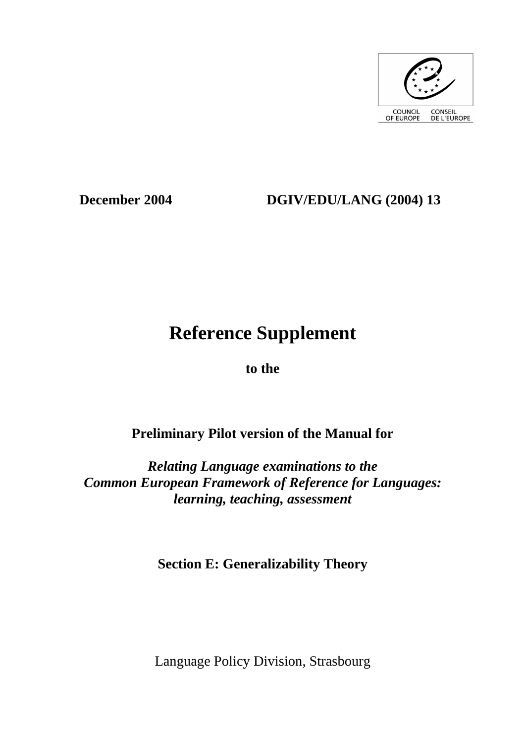COUNCIL OF EUROPE — CONSEIL DE L'EUROPE

**December 2004** **DGIV/EDU/LANG (2004) 13**

# Reference Supplement

**to the**

**Preliminary Pilot version of the Manual for**

***Relating Language examinations to the Common European Framework of Reference for Languages: learning, teaching, assessment***

**Section E: Generalizability Theory**

Language Policy Division, Strasbourg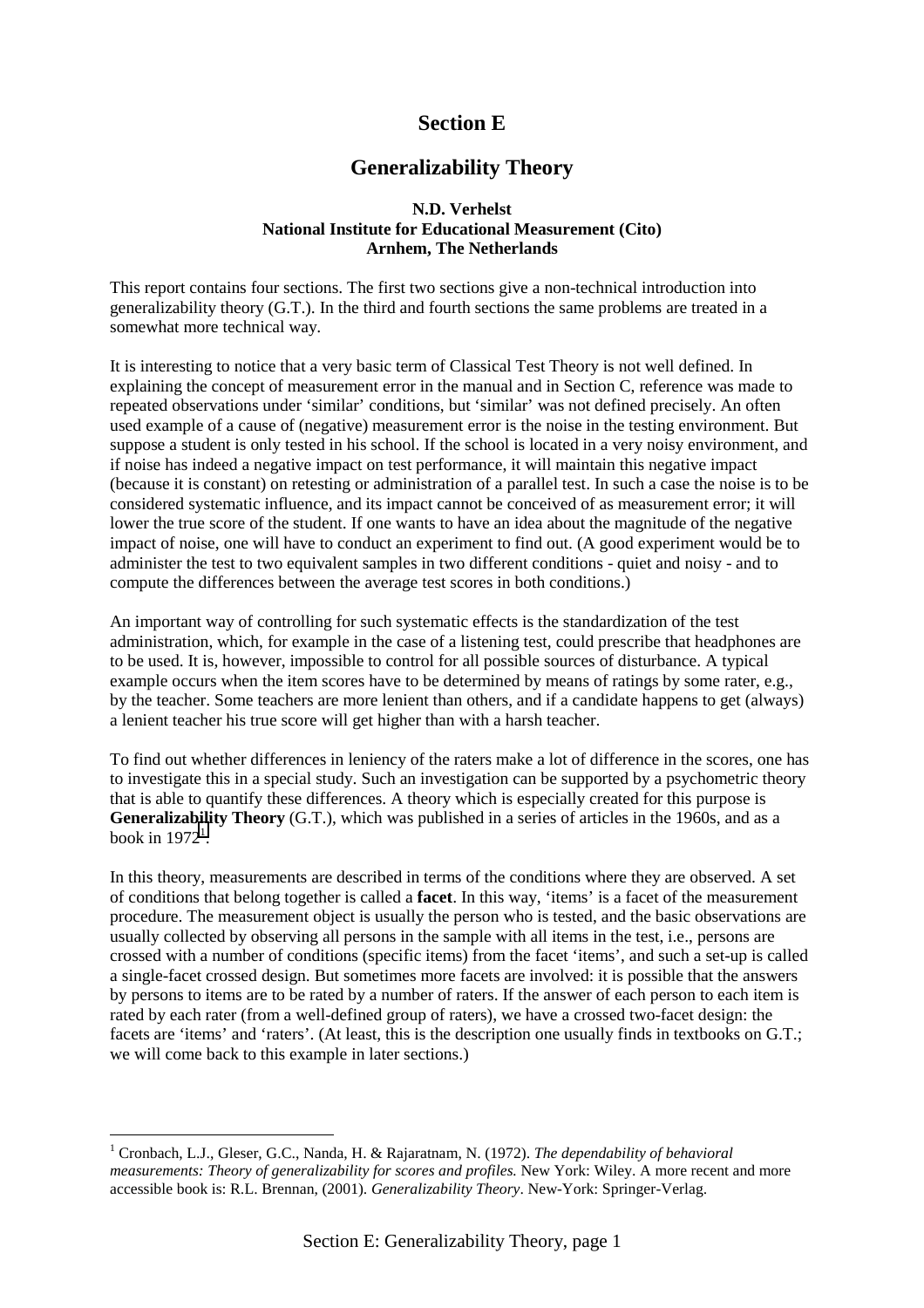# Section E

## Generalizability Theory

**N.D. Verhelst**
**National Institute for Educational Measurement (Cito)**
**Arnhem, The Netherlands**

This report contains four sections. The first two sections give a non-technical introduction into generalizability theory (G.T.). In the third and fourth sections the same problems are treated in a somewhat more technical way.

It is interesting to notice that a very basic term of Classical Test Theory is not well defined. In explaining the concept of measurement error in the manual and in Section C, reference was made to repeated observations under 'similar' conditions, but 'similar' was not defined precisely. An often used example of a cause of (negative) measurement error is the noise in the testing environment. But suppose a student is only tested in his school. If the school is located in a very noisy environment, and if noise has indeed a negative impact on test performance, it will maintain this negative impact (because it is constant) on retesting or administration of a parallel test. In such a case the noise is to be considered systematic influence, and its impact cannot be conceived of as measurement error; it will lower the true score of the student. If one wants to have an idea about the magnitude of the negative impact of noise, one will have to conduct an experiment to find out. (A good experiment would be to administer the test to two equivalent samples in two different conditions - quiet and noisy - and to compute the differences between the average test scores in both conditions.)

An important way of controlling for such systematic effects is the standardization of the test administration, which, for example in the case of a listening test, could prescribe that headphones are to be used. It is, however, impossible to control for all possible sources of disturbance. A typical example occurs when the item scores have to be determined by means of ratings by some rater, e.g., by the teacher. Some teachers are more lenient than others, and if a candidate happens to get (always) a lenient teacher his true score will get higher than with a harsh teacher.

To find out whether differences in leniency of the raters make a lot of difference in the scores, one has to investigate this in a special study. Such an investigation can be supported by a psychometric theory that is able to quantify these differences. A theory which is especially created for this purpose is **Generalizability Theory** (G.T.), which was published in a series of articles in the 1960s, and as a book in 1972[1].

In this theory, measurements are described in terms of the conditions where they are observed. A set of conditions that belong together is called a **facet**. In this way, 'items' is a facet of the measurement procedure. The measurement object is usually the person who is tested, and the basic observations are usually collected by observing all persons in the sample with all items in the test, i.e., persons are crossed with a number of conditions (specific items) from the facet 'items', and such a set-up is called a single-facet crossed design. But sometimes more facets are involved: it is possible that the answers by persons to items are to be rated by a number of raters. If the answer of each person to each item is rated by each rater (from a well-defined group of raters), we have a crossed two-facet design: the facets are 'items' and 'raters'. (At least, this is the description one usually finds in textbooks on G.T.; we will come back to this example in later sections.)

---

[1] Cronbach, L.J., Gleser, G.C., Nanda, H. & Rajaratnam, N. (1972). *The dependability of behavioral measurements: Theory of generalizability for scores and profiles.* New York: Wiley. A more recent and more accessible book is: R.L. Brennan, (2001). *Generalizability Theory*. New-York: Springer-Verlag.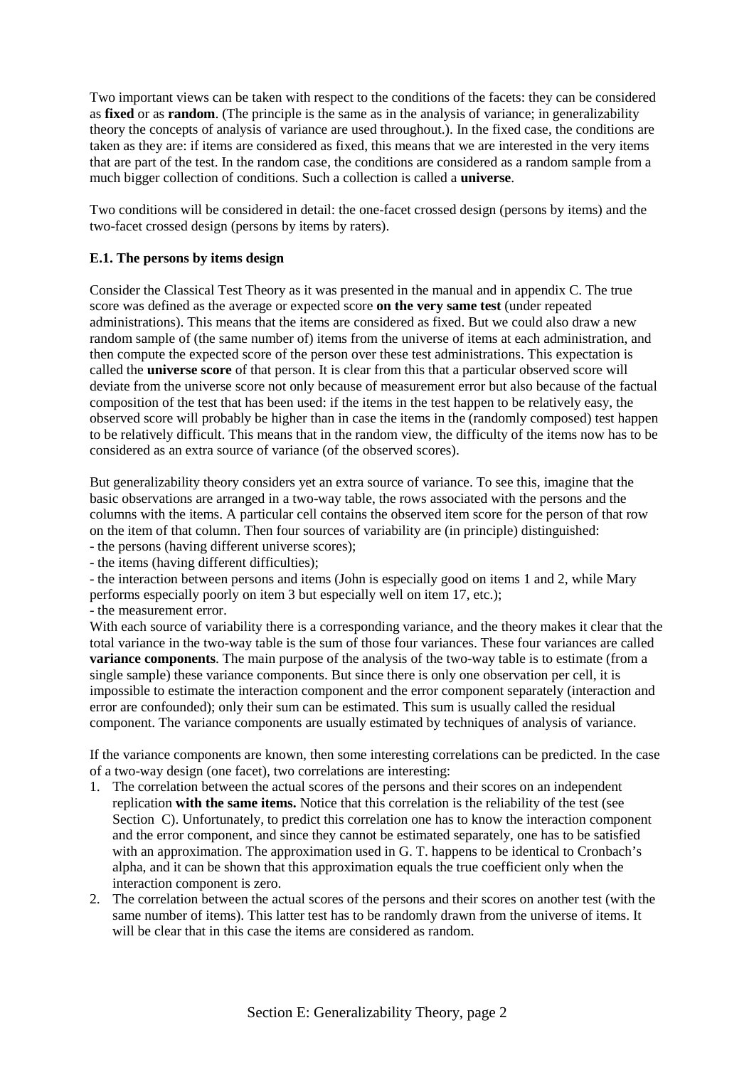Two important views can be taken with respect to the conditions of the facets: they can be considered as **fixed** or as **random**. (The principle is the same as in the analysis of variance; in generalizability theory the concepts of analysis of variance are used throughout.). In the fixed case, the conditions are taken as they are: if items are considered as fixed, this means that we are interested in the very items that are part of the test. In the random case, the conditions are considered as a random sample from a much bigger collection of conditions. Such a collection is called a **universe**.

Two conditions will be considered in detail: the one-facet crossed design (persons by items) and the two-facet crossed design (persons by items by raters).

### E.1. The persons by items design

Consider the Classical Test Theory as it was presented in the manual and in appendix C. The true score was defined as the average or expected score **on the very same test** (under repeated administrations). This means that the items are considered as fixed. But we could also draw a new random sample of (the same number of) items from the universe of items at each administration, and then compute the expected score of the person over these test administrations. This expectation is called the **universe score** of that person. It is clear from this that a particular observed score will deviate from the universe score not only because of measurement error but also because of the factual composition of the test that has been used: if the items in the test happen to be relatively easy, the observed score will probably be higher than in case the items in the (randomly composed) test happen to be relatively difficult. This means that in the random view, the difficulty of the items now has to be considered as an extra source of variance (of the observed scores).

But generalizability theory considers yet an extra source of variance. To see this, imagine that the basic observations are arranged in a two-way table, the rows associated with the persons and the columns with the items. A particular cell contains the observed item score for the person of that row on the item of that column. Then four sources of variability are (in principle) distinguished:

- the persons (having different universe scores);
- the items (having different difficulties);
- the interaction between persons and items (John is especially good on items 1 and 2, while Mary performs especially poorly on item 3 but especially well on item 17, etc.);
- the measurement error.

With each source of variability there is a corresponding variance, and the theory makes it clear that the total variance in the two-way table is the sum of those four variances. These four variances are called **variance components**. The main purpose of the analysis of the two-way table is to estimate (from a single sample) these variance components. But since there is only one observation per cell, it is impossible to estimate the interaction component and the error component separately (interaction and error are confounded); only their sum can be estimated. This sum is usually called the residual component. The variance components are usually estimated by techniques of analysis of variance.

If the variance components are known, then some interesting correlations can be predicted. In the case of a two-way design (one facet), two correlations are interesting:

1. The correlation between the actual scores of the persons and their scores on an independent replication **with the same items.** Notice that this correlation is the reliability of the test (see Section C). Unfortunately, to predict this correlation one has to know the interaction component and the error component, and since they cannot be estimated separately, one has to be satisfied with an approximation. The approximation used in G. T. happens to be identical to Cronbach's alpha, and it can be shown that this approximation equals the true coefficient only when the interaction component is zero.
2. The correlation between the actual scores of the persons and their scores on another test (with the same number of items). This latter test has to be randomly drawn from the universe of items. It will be clear that in this case the items are considered as random.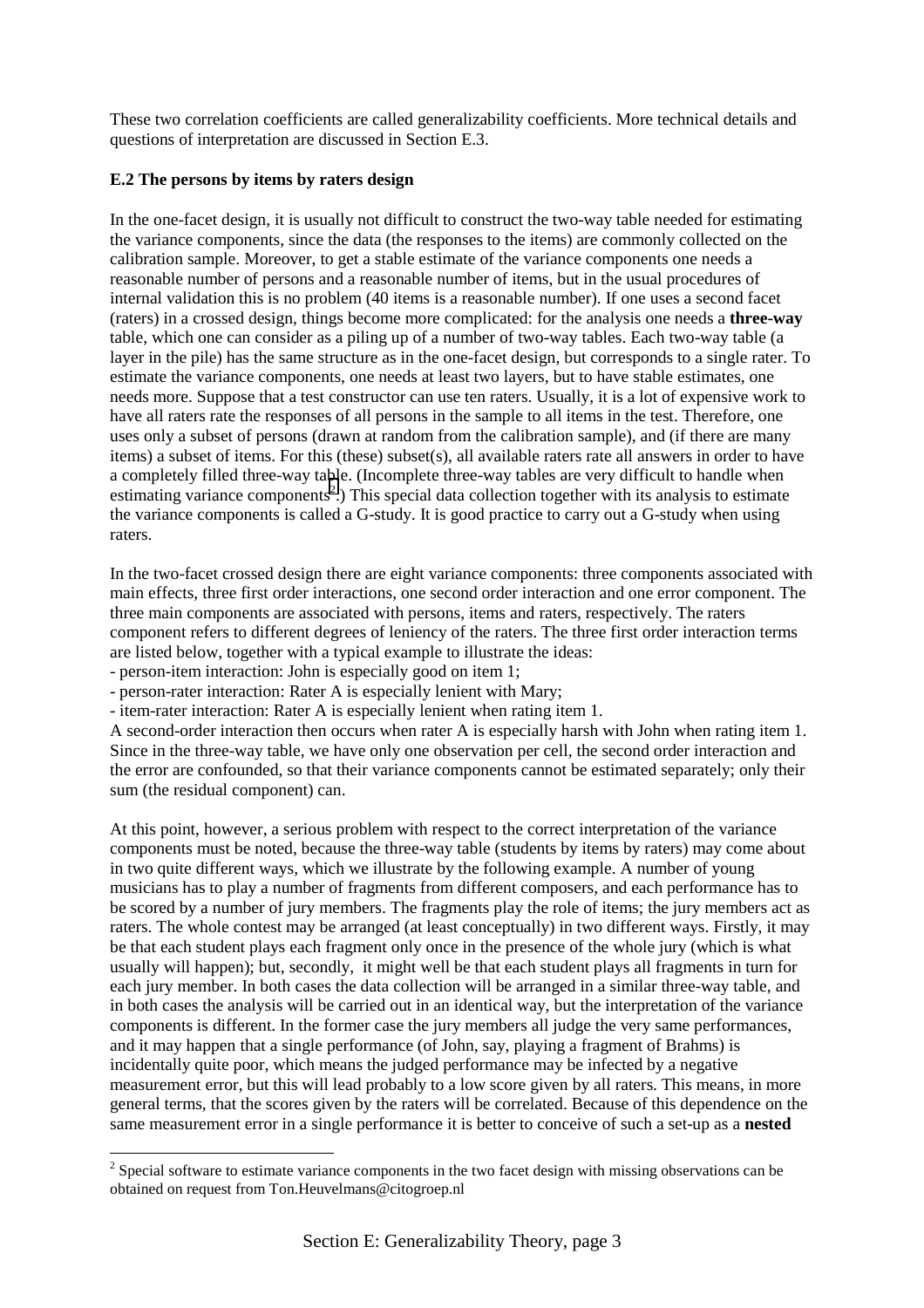These two correlation coefficients are called generalizability coefficients. More technical details and questions of interpretation are discussed in Section E.3.

### E.2 The persons by items by raters design

In the one-facet design, it is usually not difficult to construct the two-way table needed for estimating the variance components, since the data (the responses to the items) are commonly collected on the calibration sample. Moreover, to get a stable estimate of the variance components one needs a reasonable number of persons and a reasonable number of items, but in the usual procedures of internal validation this is no problem (40 items is a reasonable number). If one uses a second facet (raters) in a crossed design, things become more complicated: for the analysis one needs a **three-way** table, which one can consider as a piling up of a number of two-way tables. Each two-way table (a layer in the pile) has the same structure as in the one-facet design, but corresponds to a single rater. To estimate the variance components, one needs at least two layers, but to have stable estimates, one needs more. Suppose that a test constructor can use ten raters. Usually, it is a lot of expensive work to have all raters rate the responses of all persons in the sample to all items in the test. Therefore, one uses only a subset of persons (drawn at random from the calibration sample), and (if there are many items) a subset of items. For this (these) subset(s), all available raters rate all answers in order to have a completely filled three-way table. (Incomplete three-way tables are very difficult to handle when estimating variance components[2].) This special data collection together with its analysis to estimate the variance components is called a G-study. It is good practice to carry out a G-study when using raters.

In the two-facet crossed design there are eight variance components: three components associated with main effects, three first order interactions, one second order interaction and one error component. The three main components are associated with persons, items and raters, respectively. The raters component refers to different degrees of leniency of the raters. The three first order interaction terms are listed below, together with a typical example to illustrate the ideas:

- person-item interaction: John is especially good on item 1;
- person-rater interaction: Rater A is especially lenient with Mary;
- item-rater interaction: Rater A is especially lenient when rating item 1.

A second-order interaction then occurs when rater A is especially harsh with John when rating item 1. Since in the three-way table, we have only one observation per cell, the second order interaction and the error are confounded, so that their variance components cannot be estimated separately; only their sum (the residual component) can.

At this point, however, a serious problem with respect to the correct interpretation of the variance components must be noted, because the three-way table (students by items by raters) may come about in two quite different ways, which we illustrate by the following example. A number of young musicians has to play a number of fragments from different composers, and each performance has to be scored by a number of jury members. The fragments play the role of items; the jury members act as raters. The whole contest may be arranged (at least conceptually) in two different ways. Firstly, it may be that each student plays each fragment only once in the presence of the whole jury (which is what usually will happen); but, secondly, it might well be that each student plays all fragments in turn for each jury member. In both cases the data collection will be arranged in a similar three-way table, and in both cases the analysis will be carried out in an identical way, but the interpretation of the variance components is different. In the former case the jury members all judge the very same performances, and it may happen that a single performance (of John, say, playing a fragment of Brahms) is incidentally quite poor, which means the judged performance may be infected by a negative measurement error, but this will lead probably to a low score given by all raters. This means, in more general terms, that the scores given by the raters will be correlated. Because of this dependence on the same measurement error in a single performance it is better to conceive of such a set-up as a **nested**

[2] Special software to estimate variance components in the two facet design with missing observations can be obtained on request from Ton.Heuvelmans@citogroep.nl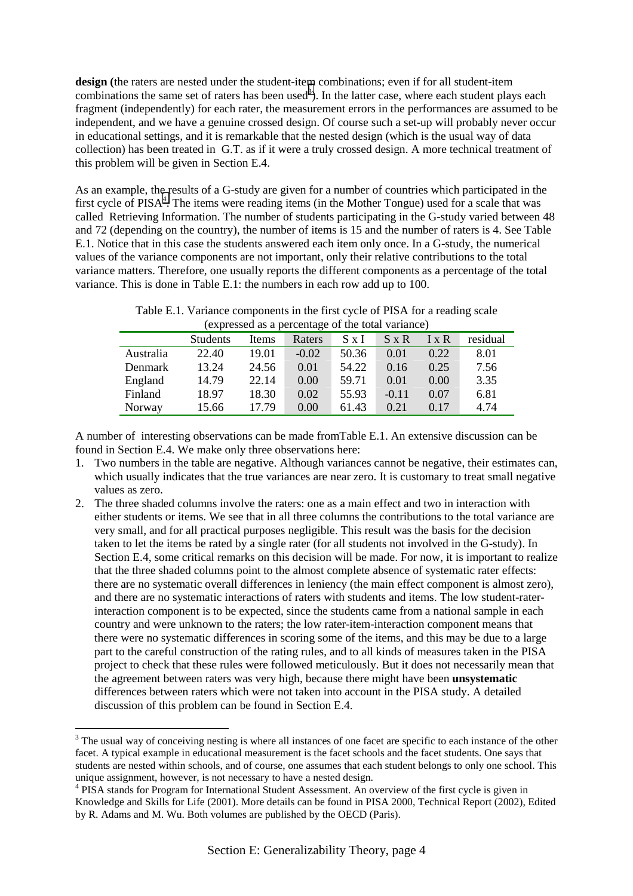**design (**the raters are nested under the student-item combinations; even if for all student-item combinations the same set of raters has been used[3]). In the latter case, where each student plays each fragment (independently) for each rater, the measurement errors in the performances are assumed to be independent, and we have a genuine crossed design. Of course such a set-up will probably never occur in educational settings, and it is remarkable that the nested design (which is the usual way of data collection) has been treated in G.T. as if it were a truly crossed design. A more technical treatment of this problem will be given in Section E.4.

As an example, the results of a G-study are given for a number of countries which participated in the first cycle of PISA[4]. The items were reading items (in the Mother Tongue) used for a scale that was called Retrieving Information. The number of students participating in the G-study varied between 48 and 72 (depending on the country), the number of items is 15 and the number of raters is 4. See Table E.1. Notice that in this case the students answered each item only once. In a G-study, the numerical values of the variance components are not important, only their relative contributions to the total variance matters. Therefore, one usually reports the different components as a percentage of the total variance. This is done in Table E.1: the numbers in each row add up to 100.

Table E.1. Variance components in the first cycle of PISA for a reading scale (expressed as a percentage of the total variance)

| | Students | Items | Raters | S x I | S x R | I x R | residual |
|---|---|---|---|---|---|---|---|
| Australia | 22.40 | 19.01 | -0.02 | 50.36 | 0.01 | 0.22 | 8.01 |
| Denmark | 13.24 | 24.56 | 0.01 | 54.22 | 0.16 | 0.25 | 7.56 |
| England | 14.79 | 22.14 | 0.00 | 59.71 | 0.01 | 0.00 | 3.35 |
| Finland | 18.97 | 18.30 | 0.02 | 55.93 | -0.11 | 0.07 | 6.81 |
| Norway | 15.66 | 17.79 | 0.00 | 61.43 | 0.21 | 0.17 | 4.74 |

A number of interesting observations can be made fromTable E.1. An extensive discussion can be found in Section E.4. We make only three observations here:

1. Two numbers in the table are negative. Although variances cannot be negative, their estimates can, which usually indicates that the true variances are near zero. It is customary to treat small negative values as zero.
2. The three shaded columns involve the raters: one as a main effect and two in interaction with either students or items. We see that in all three columns the contributions to the total variance are very small, and for all practical purposes negligible. This result was the basis for the decision taken to let the items be rated by a single rater (for all students not involved in the G-study). In Section E.4, some critical remarks on this decision will be made. For now, it is important to realize that the three shaded columns point to the almost complete absence of systematic rater effects: there are no systematic overall differences in leniency (the main effect component is almost zero), and there are no systematic interactions of raters with students and items. The low student-rater-interaction component is to be expected, since the students came from a national sample in each country and were unknown to the raters; the low rater-item-interaction component means that there were no systematic differences in scoring some of the items, and this may be due to a large part to the careful construction of the rating rules, and to all kinds of measures taken in the PISA project to check that these rules were followed meticulously. But it does not necessarily mean that the agreement between raters was very high, because there might have been **unsystematic** differences between raters which were not taken into account in the PISA study. A detailed discussion of this problem can be found in Section E.4.

---

[3] The usual way of conceiving nesting is where all instances of one facet are specific to each instance of the other facet. A typical example in educational measurement is the facet schools and the facet students. One says that students are nested within schools, and of course, one assumes that each student belongs to only one school. This unique assignment, however, is not necessary to have a nested design.

[4] PISA stands for Program for International Student Assessment. An overview of the first cycle is given in Knowledge and Skills for Life (2001). More details can be found in PISA 2000, Technical Report (2002), Edited by R. Adams and M. Wu. Both volumes are published by the OECD (Paris).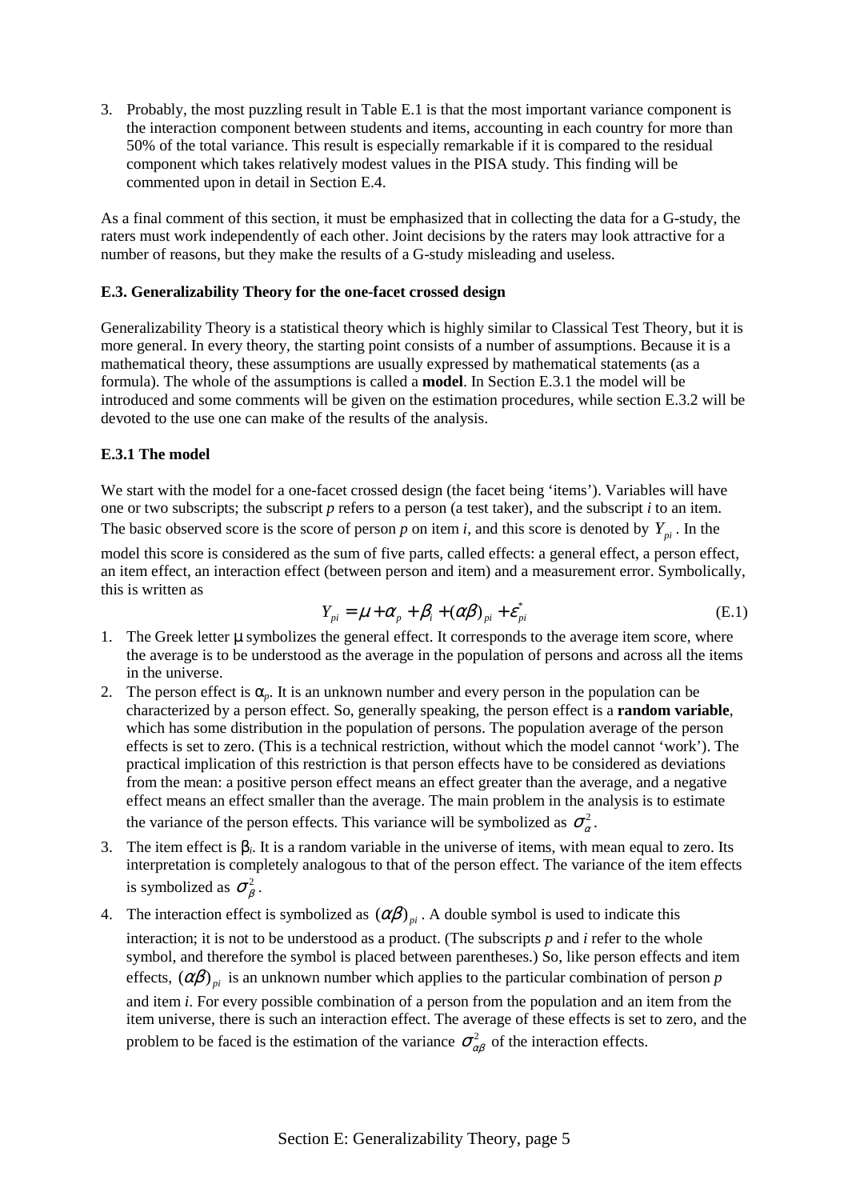3. Probably, the most puzzling result in Table E.1 is that the most important variance component is the interaction component between students and items, accounting in each country for more than 50% of the total variance. This result is especially remarkable if it is compared to the residual component which takes relatively modest values in the PISA study. This finding will be commented upon in detail in Section E.4.

As a final comment of this section, it must be emphasized that in collecting the data for a G-study, the raters must work independently of each other. Joint decisions by the raters may look attractive for a number of reasons, but they make the results of a G-study misleading and useless.

### E.3. Generalizability Theory for the one-facet crossed design

Generalizability Theory is a statistical theory which is highly similar to Classical Test Theory, but it is more general. In every theory, the starting point consists of a number of assumptions. Because it is a mathematical theory, these assumptions are usually expressed by mathematical statements (as a formula). The whole of the assumptions is called a **model**. In Section E.3.1 the model will be introduced and some comments will be given on the estimation procedures, while section E.3.2 will be devoted to the use one can make of the results of the analysis.

#### E.3.1 The model

We start with the model for a one-facet crossed design (the facet being 'items'). Variables will have one or two subscripts; the subscript *p* refers to a person (a test taker), and the subscript *i* to an item. The basic observed score is the score of person *p* on item *i*, and this score is denoted by $Y_{pi}$. In the model this score is considered as the sum of five parts, called effects: a general effect, a person effect, an item effect, an interaction effect (between person and item) and a measurement error. Symbolically, this is written as

$$Y_{pi} = \mu + \alpha_p + \beta_i + (\alpha\beta)_{pi} + \varepsilon^*_{pi} \tag{E.1}$$

1. The Greek letter $\mu$ symbolizes the general effect. It corresponds to the average item score, where the average is to be understood as the average in the population of persons and across all the items in the universe.
2. The person effect is $\alpha_p$. It is an unknown number and every person in the population can be characterized by a person effect. So, generally speaking, the person effect is a **random variable**, which has some distribution in the population of persons. The population average of the person effects is set to zero. (This is a technical restriction, without which the model cannot 'work'). The practical implication of this restriction is that person effects have to be considered as deviations from the mean: a positive person effect means an effect greater than the average, and a negative effect means an effect smaller than the average. The main problem in the analysis is to estimate the variance of the person effects. This variance will be symbolized as $\sigma^2_\alpha$.
3. The item effect is $\beta_i$. It is a random variable in the universe of items, with mean equal to zero. Its interpretation is completely analogous to that of the person effect. The variance of the item effects is symbolized as $\sigma^2_\beta$.
4. The interaction effect is symbolized as $(\alpha\beta)_{pi}$. A double symbol is used to indicate this interaction; it is not to be understood as a product. (The subscripts *p* and *i* refer to the whole symbol, and therefore the symbol is placed between parentheses.) So, like person effects and item effects, $(\alpha\beta)_{pi}$ is an unknown number which applies to the particular combination of person *p* and item *i*. For every possible combination of a person from the population and an item from the item universe, there is such an interaction effect. The average of these effects is set to zero, and the problem to be faced is the estimation of the variance $\sigma^2_{\alpha\beta}$ of the interaction effects.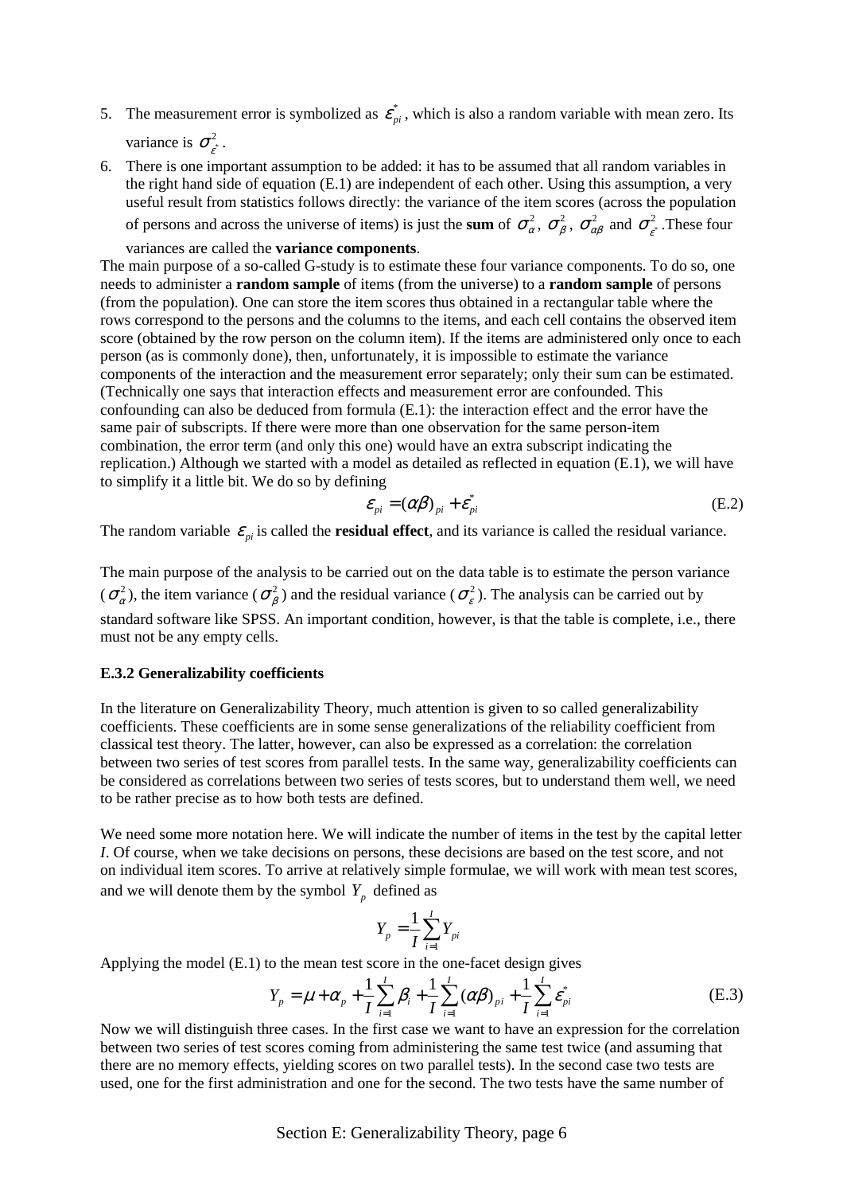5. The measurement error is symbolized as $\varepsilon^*_{pi}$, which is also a random variable with mean zero. Its variance is $\sigma^2_{\varepsilon^*}$.
6. There is one important assumption to be added: it has to be assumed that all random variables in the right hand side of equation (E.1) are independent of each other. Using this assumption, a very useful result from statistics follows directly: the variance of the item scores (across the population of persons and across the universe of items) is just the **sum** of $\sigma^2_\alpha$, $\sigma^2_\beta$, $\sigma^2_{\alpha\beta}$ and $\sigma^2_{\varepsilon^*}$. These four variances are called the **variance components**.

The main purpose of a so-called G-study is to estimate these four variance components. To do so, one needs to administer a **random sample** of items (from the universe) to a **random sample** of persons (from the population). One can store the item scores thus obtained in a rectangular table where the rows correspond to the persons and the columns to the items, and each cell contains the observed item score (obtained by the row person on the column item). If the items are administered only once to each person (as is commonly done), then, unfortunately, it is impossible to estimate the variance components of the interaction and the measurement error separately; only their sum can be estimated. (Technically one says that interaction effects and measurement error are confounded. This confounding can also be deduced from formula (E.1): the interaction effect and the error have the same pair of subscripts. If there were more than one observation for the same person-item combination, the error term (and only this one) would have an extra subscript indicating the replication.) Although we started with a model as detailed as reflected in equation (E.1), we will have to simplify it a little bit. We do so by defining

$$\varepsilon_{pi} = (\alpha\beta)_{pi} + \varepsilon^*_{pi} \tag{E.2}$$

The random variable $\varepsilon_{pi}$ is called the **residual effect**, and its variance is called the residual variance.

The main purpose of the analysis to be carried out on the data table is to estimate the person variance ($\sigma^2_\alpha$), the item variance ($\sigma^2_\beta$) and the residual variance ($\sigma^2_\varepsilon$). The analysis can be carried out by standard software like SPSS. An important condition, however, is that the table is complete, i.e., there must not be any empty cells.

### E.3.2 Generalizability coefficients

In the literature on Generalizability Theory, much attention is given to so called generalizability coefficients. These coefficients are in some sense generalizations of the reliability coefficient from classical test theory. The latter, however, can also be expressed as a correlation: the correlation between two series of test scores from parallel tests. In the same way, generalizability coefficients can be considered as correlations between two series of tests scores, but to understand them well, we need to be rather precise as to how both tests are defined.

We need some more notation here. We will indicate the number of items in the test by the capital letter *I*. Of course, when we take decisions on persons, these decisions are based on the test score, and not on individual item scores. To arrive at relatively simple formulae, we will work with mean test scores, and we will denote them by the symbol $Y_p$ defined as

$$Y_p = \frac{1}{I}\sum_{i=1}^{I} Y_{pi}$$

Applying the model (E.1) to the mean test score in the one-facet design gives

$$Y_p = \mu + \alpha_p + \frac{1}{I}\sum_{i=1}^{I}\beta_i + \frac{1}{I}\sum_{i=1}^{I}(\alpha\beta)_{pi} + \frac{1}{I}\sum_{i=1}^{I}\varepsilon^*_{pi} \tag{E.3}$$

Now we will distinguish three cases. In the first case we want to have an expression for the correlation between two series of test scores coming from administering the same test twice (and assuming that there are no memory effects, yielding scores on two parallel tests). In the second case two tests are used, one for the first administration and one for the second. The two tests have the same number of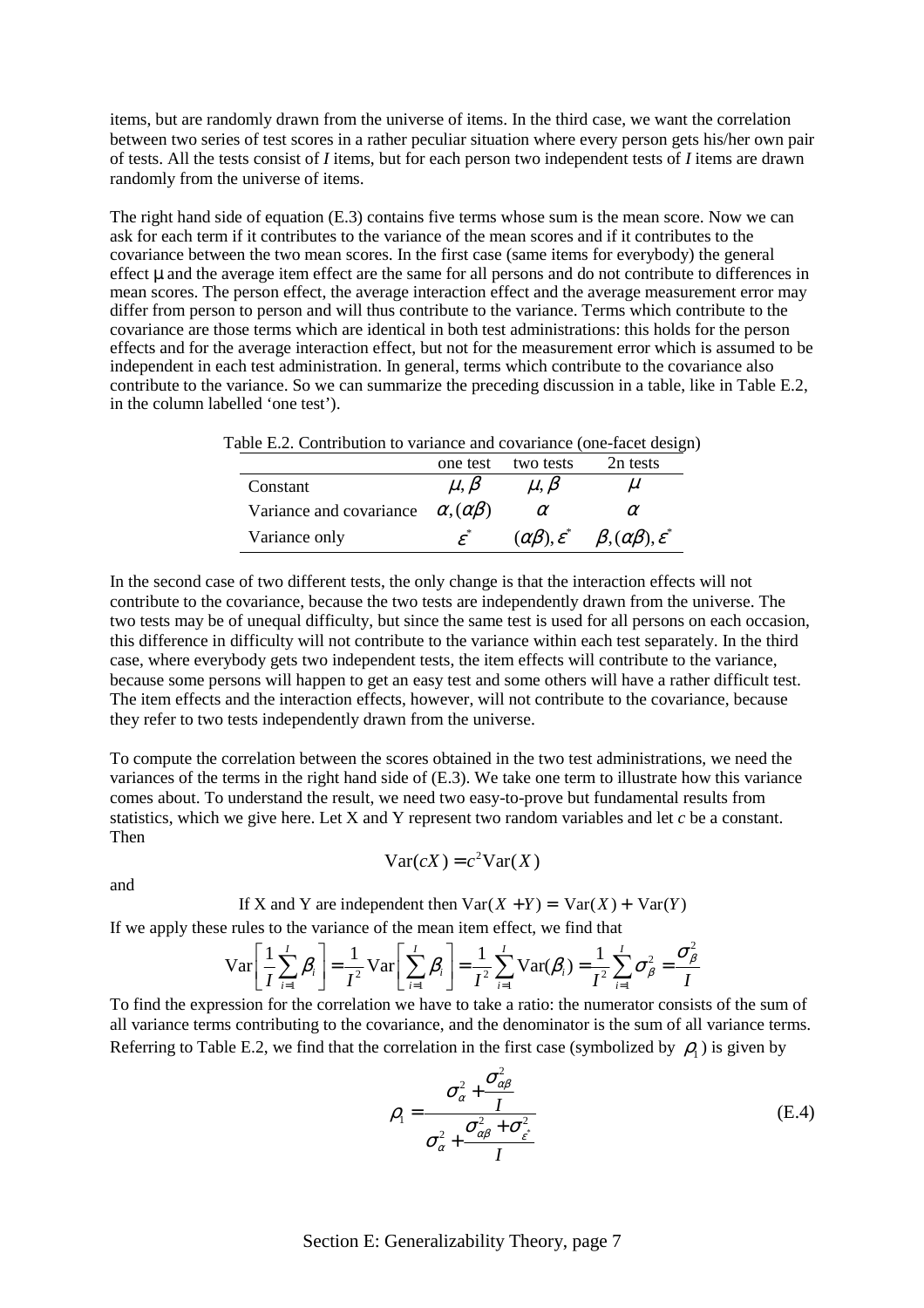items, but are randomly drawn from the universe of items. In the third case, we want the correlation between two series of test scores in a rather peculiar situation where every person gets his/her own pair of tests. All the tests consist of *I* items, but for each person two independent tests of *I* items are drawn randomly from the universe of items.

The right hand side of equation (E.3) contains five terms whose sum is the mean score. Now we can ask for each term if it contributes to the variance of the mean scores and if it contributes to the covariance between the two mean scores. In the first case (same items for everybody) the general effect μ and the average item effect are the same for all persons and do not contribute to differences in mean scores. The person effect, the average interaction effect and the average measurement error may differ from person to person and will thus contribute to the variance. Terms which contribute to the covariance are those terms which are identical in both test administrations: this holds for the person effects and for the average interaction effect, but not for the measurement error which is assumed to be independent in each test administration. In general, terms which contribute to the covariance also contribute to the variance. So we can summarize the preceding discussion in a table, like in Table E.2, in the column labelled 'one test').

Table E.2. Contribution to variance and covariance (one-facet design)

| | one test | two tests | 2n tests |
|---|---|---|---|
| Constant | $\mu, \beta$ | $\mu, \beta$ | $\mu$ |
| Variance and covariance | $\alpha, (\alpha\beta)$ | $\alpha$ | $\alpha$ |
| Variance only | $\varepsilon^*$ | $(\alpha\beta), \varepsilon^*$ | $\beta, (\alpha\beta), \varepsilon^*$ |

In the second case of two different tests, the only change is that the interaction effects will not contribute to the covariance, because the two tests are independently drawn from the universe. The two tests may be of unequal difficulty, but since the same test is used for all persons on each occasion, this difference in difficulty will not contribute to the variance within each test separately. In the third case, where everybody gets two independent tests, the item effects will contribute to the variance, because some persons will happen to get an easy test and some others will have a rather difficult test. The item effects and the interaction effects, however, will not contribute to the covariance, because they refer to two tests independently drawn from the universe.

To compute the correlation between the scores obtained in the two test administrations, we need the variances of the terms in the right hand side of (E.3). We take one term to illustrate how this variance comes about. To understand the result, we need two easy-to-prove but fundamental results from statistics, which we give here. Let X and Y represent two random variables and let *c* be a constant. Then

$$\text{Var}(cX) = c^2\text{Var}(X)$$

and

$$\text{If X and Y are independent then } \text{Var}(X+Y) = \text{Var}(X) + \text{Var}(Y)$$

If we apply these rules to the variance of the mean item effect, we find that

$$\text{Var}\left[\frac{1}{I}\sum_{i=1}^{I}\beta_i\right] = \frac{1}{I^2}\text{Var}\left[\sum_{i=1}^{I}\beta_i\right] = \frac{1}{I^2}\sum_{i=1}^{I}\text{Var}(\beta_i) = \frac{1}{I^2}\sum_{i=1}^{I}\sigma_\beta^2 = \frac{\sigma_\beta^2}{I}$$

To find the expression for the correlation we have to take a ratio: the numerator consists of the sum of all variance terms contributing to the covariance, and the denominator is the sum of all variance terms. Referring to Table E.2, we find that the correlation in the first case (symbolized by $\rho_1$) is given by

$$\rho_1 = \frac{\sigma_\alpha^2 + \dfrac{\sigma_{\alpha\beta}^2}{I}}{\sigma_\alpha^2 + \dfrac{\sigma_{\alpha\beta}^2 + \sigma_{\varepsilon^*}^2}{I}} \tag{E.4}$$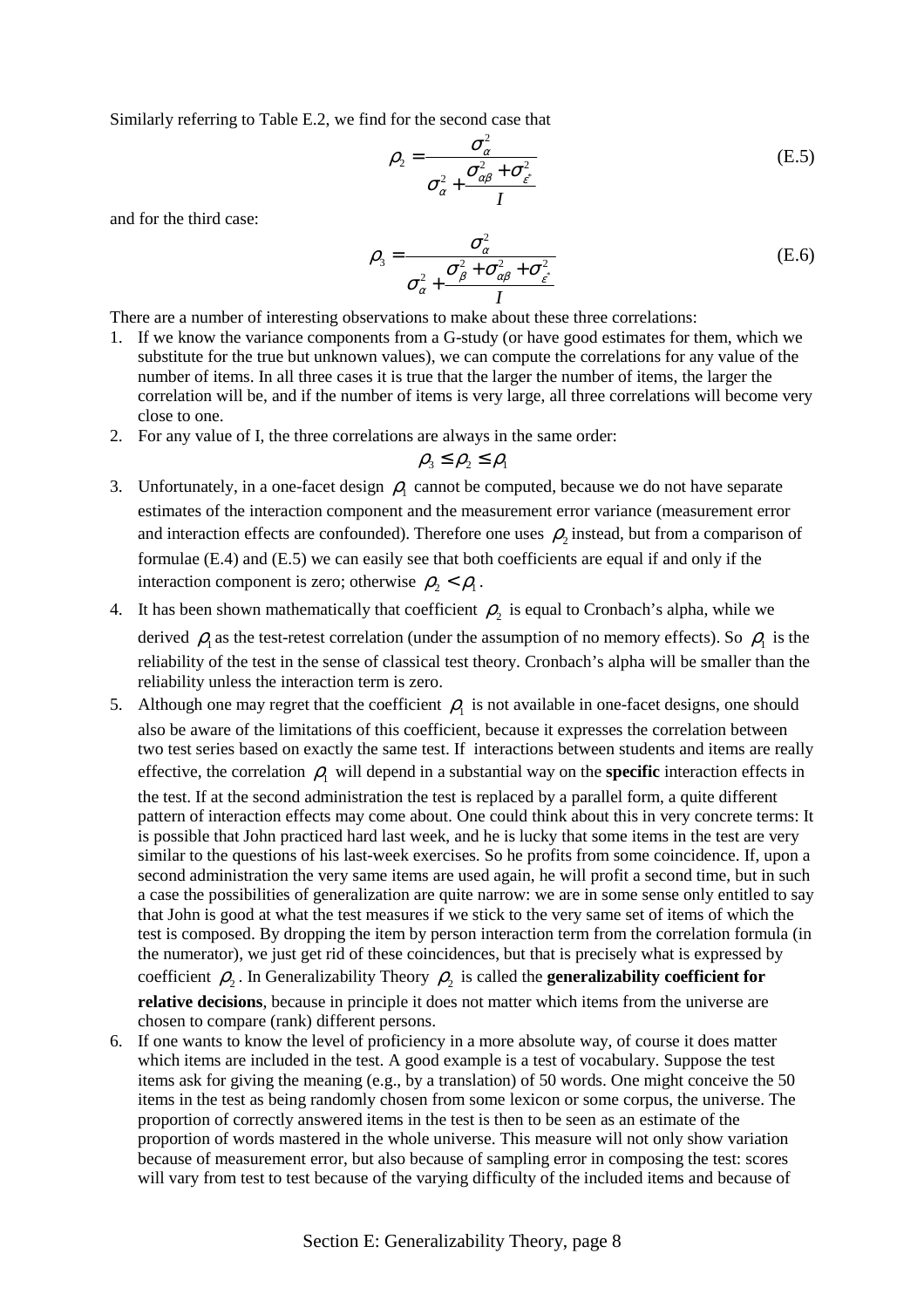Similarly referring to Table E.2, we find for the second case that

$$\rho_2 = \frac{\sigma_\alpha^2}{\sigma_\alpha^2 + \dfrac{\sigma_{\alpha\beta}^2 + \sigma_{\varepsilon^*}^2}{I}} \tag{E.5}$$

and for the third case:

$$\rho_3 = \frac{\sigma_\alpha^2}{\sigma_\alpha^2 + \dfrac{\sigma_\beta^2 + \sigma_{\alpha\beta}^2 + \sigma_{\varepsilon^*}^2}{I}} \tag{E.6}$$

There are a number of interesting observations to make about these three correlations:

1. If we know the variance components from a G-study (or have good estimates for them, which we substitute for the true but unknown values), we can compute the correlations for any value of the number of items. In all three cases it is true that the larger the number of items, the larger the correlation will be, and if the number of items is very large, all three correlations will become very close to one.
2. For any value of I, the three correlations are always in the same order:

   $$\rho_3 \leq \rho_2 \leq \rho_1$$

3. Unfortunately, in a one-facet design $\rho_1$ cannot be computed, because we do not have separate estimates of the interaction component and the measurement error variance (measurement error and interaction effects are confounded). Therefore one uses $\rho_2$ instead, but from a comparison of formulae (E.4) and (E.5) we can easily see that both coefficients are equal if and only if the interaction component is zero; otherwise $\rho_2 < \rho_1$.
4. It has been shown mathematically that coefficient $\rho_2$ is equal to Cronbach's alpha, while we derived $\rho_1$ as the test-retest correlation (under the assumption of no memory effects). So $\rho_1$ is the reliability of the test in the sense of classical test theory. Cronbach's alpha will be smaller than the reliability unless the interaction term is zero.
5. Although one may regret that the coefficient $\rho_1$ is not available in one-facet designs, one should also be aware of the limitations of this coefficient, because it expresses the correlation between two test series based on exactly the same test. If interactions between students and items are really effective, the correlation $\rho_1$ will depend in a substantial way on the **specific** interaction effects in the test. If at the second administration the test is replaced by a parallel form, a quite different pattern of interaction effects may come about. One could think about this in very concrete terms: It is possible that John practiced hard last week, and he is lucky that some items in the test are very similar to the questions of his last-week exercises. So he profits from some coincidence. If, upon a second administration the very same items are used again, he will profit a second time, but in such a case the possibilities of generalization are quite narrow: we are in some sense only entitled to say that John is good at what the test measures if we stick to the very same set of items of which the test is composed. By dropping the item by person interaction term from the correlation formula (in the numerator), we just get rid of these coincidences, but that is precisely what is expressed by coefficient $\rho_2$. In Generalizability Theory $\rho_2$ is called the **generalizability coefficient for relative decisions**, because in principle it does not matter which items from the universe are chosen to compare (rank) different persons.
6. If one wants to know the level of proficiency in a more absolute way, of course it does matter which items are included in the test. A good example is a test of vocabulary. Suppose the test items ask for giving the meaning (e.g., by a translation) of 50 words. One might conceive the 50 items in the test as being randomly chosen from some lexicon or some corpus, the universe. The proportion of correctly answered items in the test is then to be seen as an estimate of the proportion of words mastered in the whole universe. This measure will not only show variation because of measurement error, but also because of sampling error in composing the test: scores will vary from test to test because of the varying difficulty of the included items and because of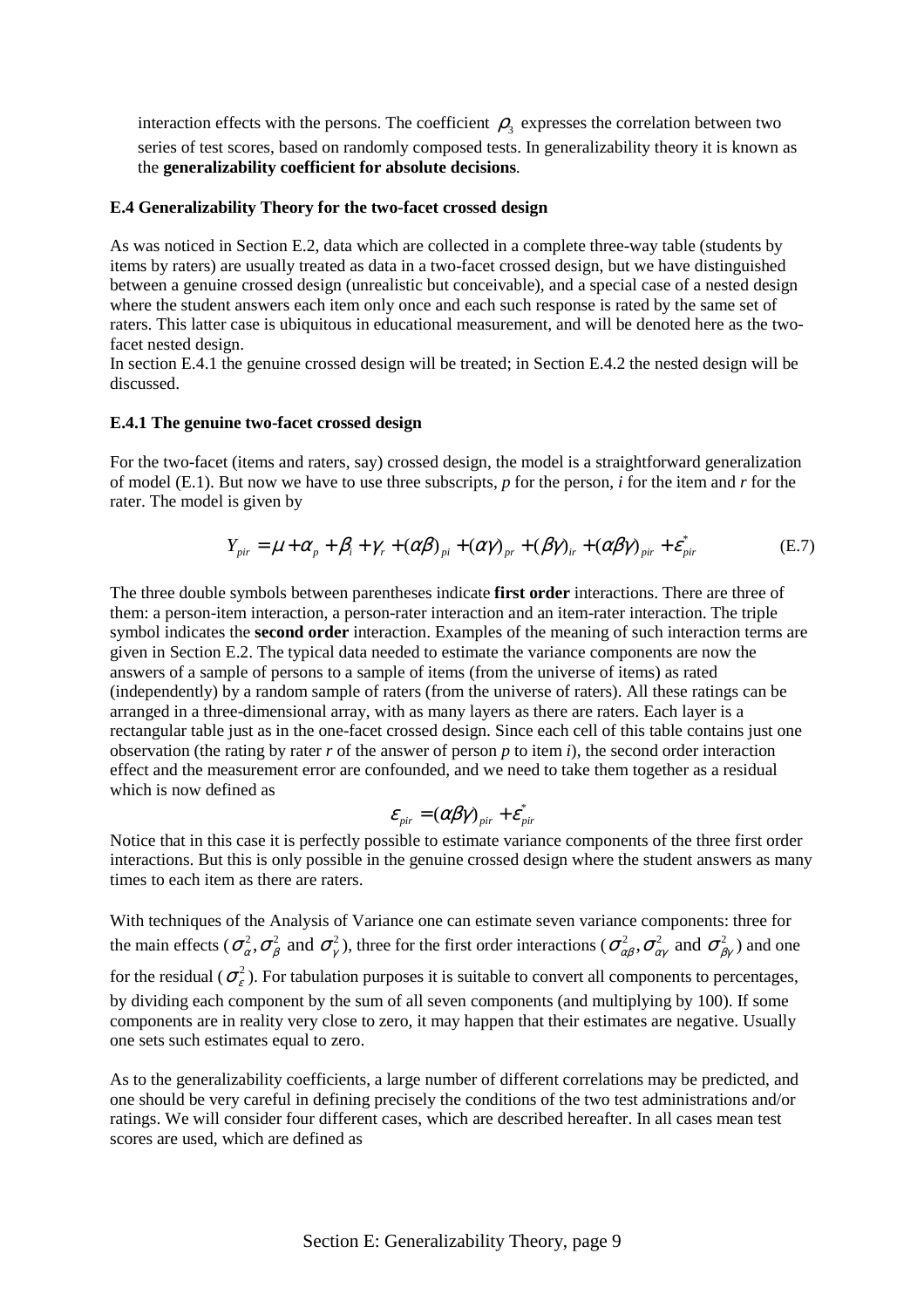interaction effects with the persons. The coefficient $\rho_3$ expresses the correlation between two series of test scores, based on randomly composed tests. In generalizability theory it is known as the **generalizability coefficient for absolute decisions**.

### E.4 Generalizability Theory for the two-facet crossed design

As was noticed in Section E.2, data which are collected in a complete three-way table (students by items by raters) are usually treated as data in a two-facet crossed design, but we have distinguished between a genuine crossed design (unrealistic but conceivable), and a special case of a nested design where the student answers each item only once and each such response is rated by the same set of raters. This latter case is ubiquitous in educational measurement, and will be denoted here as the two-facet nested design.
In section E.4.1 the genuine crossed design will be treated; in Section E.4.2 the nested design will be discussed.

#### E.4.1 The genuine two-facet crossed design

For the two-facet (items and raters, say) crossed design, the model is a straightforward generalization of model (E.1). But now we have to use three subscripts, *p* for the person, *i* for the item and *r* for the rater. The model is given by

$$Y_{pir} = \mu + \alpha_p + \beta_i + \gamma_r + (\alpha\beta)_{pi} + (\alpha\gamma)_{pr} + (\beta\gamma)_{ir} + (\alpha\beta\gamma)_{pir} + \varepsilon^*_{pir} \tag{E.7}$$

The three double symbols between parentheses indicate **first order** interactions. There are three of them: a person-item interaction, a person-rater interaction and an item-rater interaction. The triple symbol indicates the **second order** interaction. Examples of the meaning of such interaction terms are given in Section E.2. The typical data needed to estimate the variance components are now the answers of a sample of persons to a sample of items (from the universe of items) as rated (independently) by a random sample of raters (from the universe of raters). All these ratings can be arranged in a three-dimensional array, with as many layers as there are raters. Each layer is a rectangular table just as in the one-facet crossed design. Since each cell of this table contains just one observation (the rating by rater *r* of the answer of person *p* to item *i*), the second order interaction effect and the measurement error are confounded, and we need to take them together as a residual which is now defined as

$$\varepsilon_{pir} = (\alpha\beta\gamma)_{pir} + \varepsilon^*_{pir}$$

Notice that in this case it is perfectly possible to estimate variance components of the three first order interactions. But this is only possible in the genuine crossed design where the student answers as many times to each item as there are raters.

With techniques of the Analysis of Variance one can estimate seven variance components: three for the main effects ($\sigma^2_\alpha, \sigma^2_\beta$ and $\sigma^2_\gamma$), three for the first order interactions ($\sigma^2_{\alpha\beta}, \sigma^2_{\alpha\gamma}$ and $\sigma^2_{\beta\gamma}$) and one for the residual ($\sigma^2_\varepsilon$). For tabulation purposes it is suitable to convert all components to percentages, by dividing each component by the sum of all seven components (and multiplying by 100). If some components are in reality very close to zero, it may happen that their estimates are negative. Usually one sets such estimates equal to zero.

As to the generalizability coefficients, a large number of different correlations may be predicted, and one should be very careful in defining precisely the conditions of the two test administrations and/or ratings. We will consider four different cases, which are described hereafter. In all cases mean test scores are used, which are defined as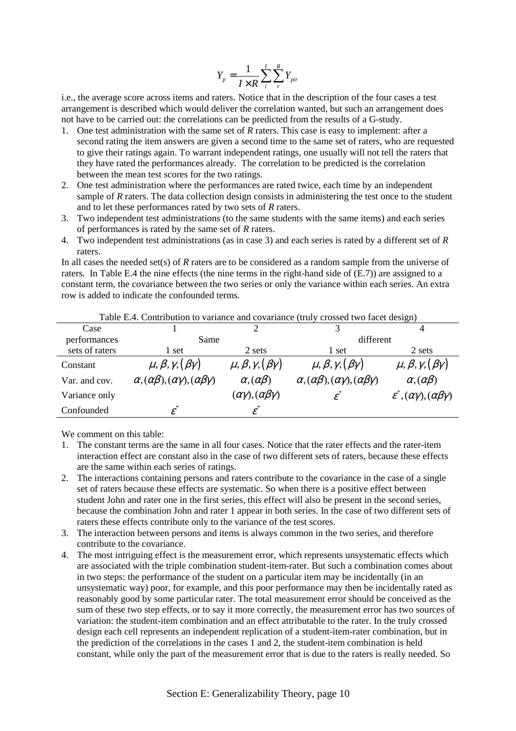$$Y_p = \frac{1}{I \times R} \sum_i^I \sum_r^R Y_{pir}$$

i.e., the average score across items and raters. Notice that in the description of the four cases a test arrangement is described which would deliver the correlation wanted, but such an arrangement does not have to be carried out: the correlations can be predicted from the results of a G-study.

1. One test administration with the same set of *R* raters. This case is easy to implement: after a second rating the item answers are given a second time to the same set of raters, who are requested to give their ratings again. To warrant independent ratings, one usually will not tell the raters that they have rated the performances already. The correlation to be predicted is the correlation between the mean test scores for the two ratings.
2. One test administration where the performances are rated twice, each time by an independent sample of *R* raters. The data collection design consists in administering the test once to the student and to let these performances rated by two sets of *R* raters.
3. Two independent test administrations (to the same students with the same items) and each series of performances is rated by the same set of *R* raters.
4. Two independent test administrations (as in case 3) and each series is rated by a different set of *R* raters.

In all cases the needed set(s) of *R* raters are to be considered as a random sample from the universe of raters. In Table E.4 the nine effects (the nine terms in the right-hand side of (E.7)) are assigned to a constant term, the covariance between the two series or only the variance within each series. An extra row is added to indicate the confounded terms.

Table E.4. Contribution to variance and covariance (truly crossed two facet design)

| Case | 1 | 2 | 3 | 4 |
|---|---|---|---|---|
| performances | Same | | different | |
| sets of raters | 1 set | 2 sets | 1 set | 2 sets |
| Constant | $\mu, \beta, \gamma, (\beta\gamma)$ | $\mu, \beta, \gamma, (\beta\gamma)$ | $\mu, \beta, \gamma, (\beta\gamma)$ | $\mu, \beta, \gamma, (\beta\gamma)$ |
| Var. and cov. | $\alpha, (\alpha\beta), (\alpha\gamma), (\alpha\beta\gamma)$ | $\alpha, (\alpha\beta)$ | $\alpha, (\alpha\beta), (\alpha\gamma), (\alpha\beta\gamma)$ | $\alpha, (\alpha\beta)$ |
| Variance only | | $(\alpha\gamma), (\alpha\beta\gamma)$ | $\varepsilon^*$ | $\varepsilon^*, (\alpha\gamma), (\alpha\beta\gamma)$ |
| Confounded | $\varepsilon^*$ | $\varepsilon^*$ | | |

We comment on this table:

1. The constant terms are the same in all four cases. Notice that the rater effects and the rater-item interaction effect are constant also in the case of two different sets of raters, because these effects are the same within each series of ratings.
2. The interactions containing persons and raters contribute to the covariance in the case of a single set of raters because these effects are systematic. So when there is a positive effect between student John and rater one in the first series, this effect will also be present in the second series, because the combination John and rater 1 appear in both series. In the case of two different sets of raters these effects contribute only to the variance of the test scores.
3. The interaction between persons and items is always common in the two series, and therefore contribute to the covariance.
4. The most intriguing effect is the measurement error, which represents unsystematic effects which are associated with the triple combination student-item-rater. But such a combination comes about in two steps: the performance of the student on a particular item may be incidentally (in an unsystematic way) poor, for example, and this poor performance may then be incidentally rated as reasonably good by some particular rater. The total measurement error should be conceived as the sum of these two step effects, or to say it more correctly, the measurement error has two sources of variation: the student-item combination and an effect attributable to the rater. In the truly crossed design each cell represents an independent replication of a student-item-rater combination, but in the prediction of the correlations in the cases 1 and 2, the student-item combination is held constant, while only the part of the measurement error that is due to the raters is really needed. So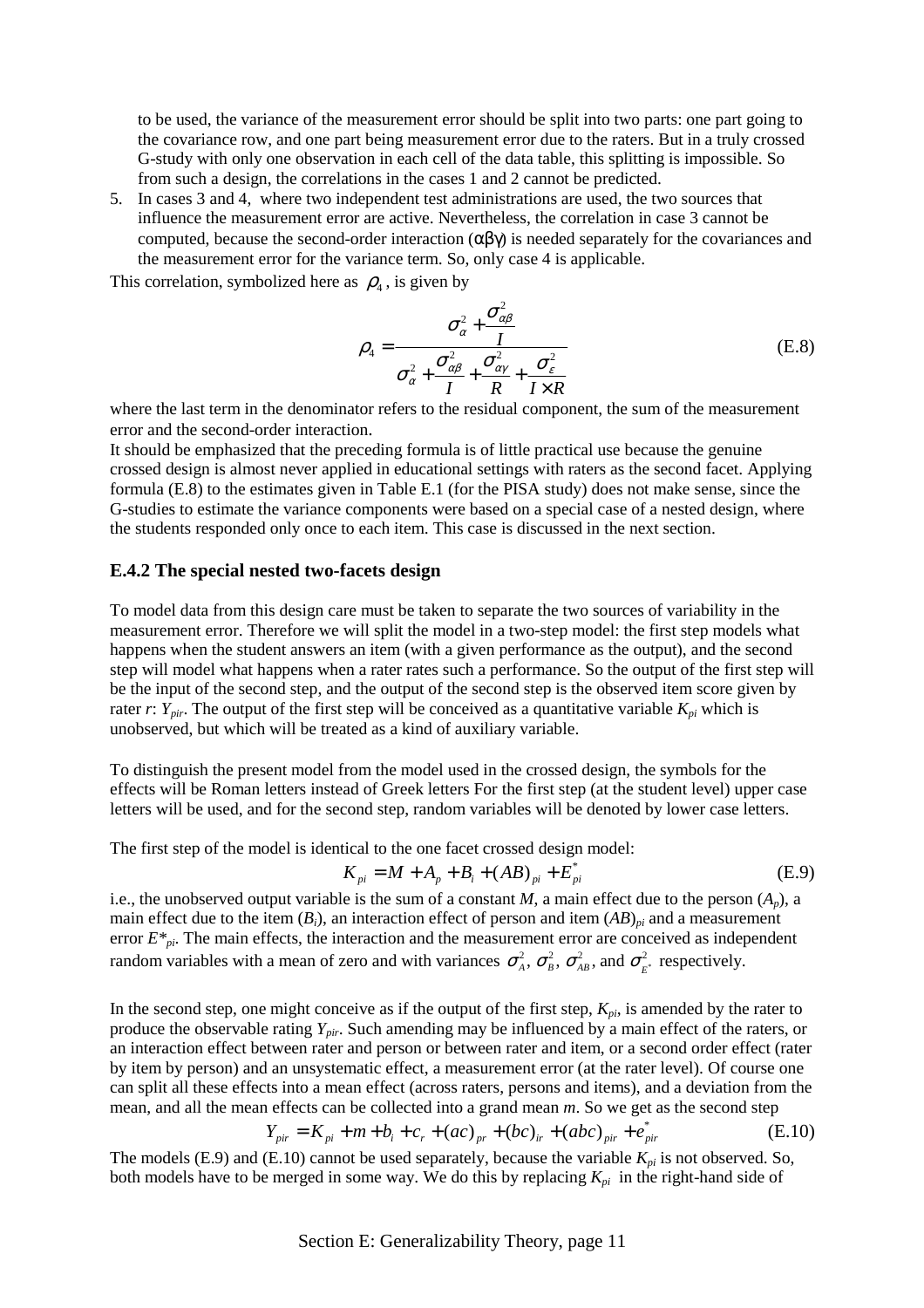to be used, the variance of the measurement error should be split into two parts: one part going to the covariance row, and one part being measurement error due to the raters. But in a truly crossed G-study with only one observation in each cell of the data table, this splitting is impossible. So from such a design, the correlations in the cases 1 and 2 cannot be predicted.

5. In cases 3 and 4, where two independent test administrations are used, the two sources that influence the measurement error are active. Nevertheless, the correlation in case 3 cannot be computed, because the second-order interaction ($\alpha\beta\gamma$) is needed separately for the covariances and the measurement error for the variance term. So, only case 4 is applicable.

This correlation, symbolized here as $\rho_4$, is given by

$$\rho_4 = \frac{\sigma_\alpha^2 + \dfrac{\sigma_{\alpha\beta}^2}{I}}{\sigma_\alpha^2 + \dfrac{\sigma_{\alpha\beta}^2}{I} + \dfrac{\sigma_{\alpha\gamma}^2}{R} + \dfrac{\sigma_\varepsilon^2}{I \times R}} \tag{E.8}$$

where the last term in the denominator refers to the residual component, the sum of the measurement error and the second-order interaction.

It should be emphasized that the preceding formula is of little practical use because the genuine crossed design is almost never applied in educational settings with raters as the second facet. Applying formula (E.8) to the estimates given in Table E.1 (for the PISA study) does not make sense, since the G-studies to estimate the variance components were based on a special case of a nested design, where the students responded only once to each item. This case is discussed in the next section.

### E.4.2 The special nested two-facets design

To model data from this design care must be taken to separate the two sources of variability in the measurement error. Therefore we will split the model in a two-step model: the first step models what happens when the student answers an item (with a given performance as the output), and the second step will model what happens when a rater rates such a performance. So the output of the first step will be the input of the second step, and the output of the second step is the observed item score given by rater $r$: $Y_{pir}$. The output of the first step will be conceived as a quantitative variable $K_{pi}$ which is unobserved, but which will be treated as a kind of auxiliary variable.

To distinguish the present model from the model used in the crossed design, the symbols for the effects will be Roman letters instead of Greek letters For the first step (at the student level) upper case letters will be used, and for the second step, random variables will be denoted by lower case letters.

The first step of the model is identical to the one facet crossed design model:

$$K_{pi} = M + A_p + B_i + (AB)_{pi} + E^*_{pi} \tag{E.9}$$

i.e., the unobserved output variable is the sum of a constant $M$, a main effect due to the person ($A_p$), a main effect due to the item ($B_i$), an interaction effect of person and item $(AB)_{pi}$ and a measurement error $E^*_{pi}$. The main effects, the interaction and the measurement error are conceived as independent random variables with a mean of zero and with variances $\sigma_A^2$, $\sigma_B^2$, $\sigma_{AB}^2$, and $\sigma_{E^*}^2$ respectively.

In the second step, one might conceive as if the output of the first step, $K_{pi}$, is amended by the rater to produce the observable rating $Y_{pir}$. Such amending may be influenced by a main effect of the raters, or an interaction effect between rater and person or between rater and item, or a second order effect (rater by item by person) and an unsystematic effect, a measurement error (at the rater level). Of course one can split all these effects into a mean effect (across raters, persons and items), and a deviation from the mean, and all the mean effects can be collected into a grand mean $m$. So we get as the second step

$$Y_{pir} = K_{pi} + m + b_i + c_r + (ac)_{pr} + (bc)_{ir} + (abc)_{pir} + e^*_{pir} \tag{E.10}$$

The models (E.9) and (E.10) cannot be used separately, because the variable $K_{pi}$ is not observed. So, both models have to be merged in some way. We do this by replacing $K_{pi}$ in the right-hand side of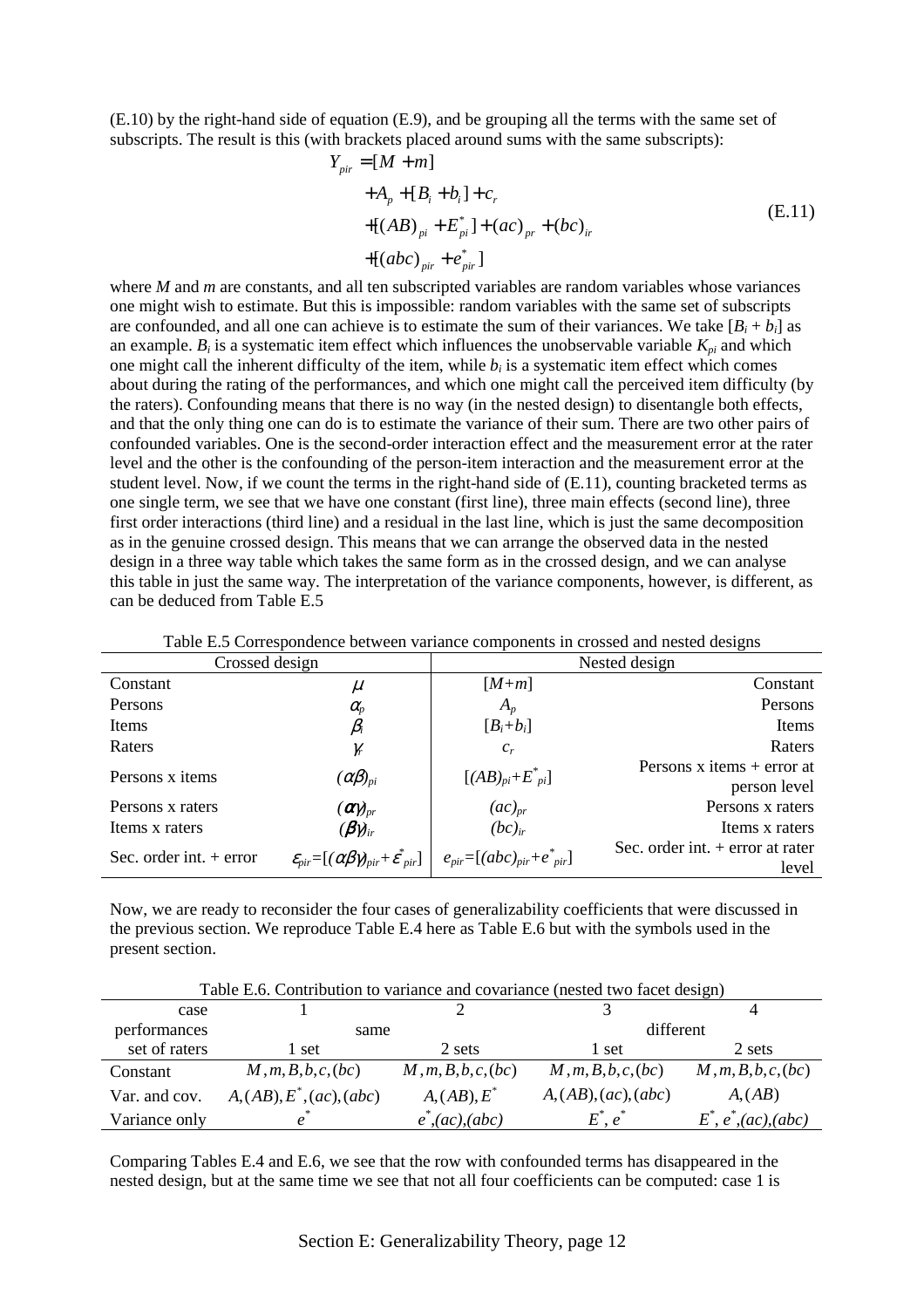(E.10) by the right-hand side of equation (E.9), and be grouping all the terms with the same set of subscripts. The result is this (with brackets placed around sums with the same subscripts):

$$
\begin{aligned}
Y_{pir} &= [M + m] \\
&+ A_p + [B_i + b_i] + c_r \\
&+ [(AB)_{pi} + E^*_{pi}] + (ac)_{pr} + (bc)_{ir} \\
&+ [(abc)_{pir} + e^*_{pir}]
\end{aligned}
\tag{E.11}
$$

where $M$ and $m$ are constants, and all ten subscripted variables are random variables whose variances one might wish to estimate. But this is impossible: random variables with the same set of subscripts are confounded, and all one can achieve is to estimate the sum of their variances. We take $[B_i + b_i]$ as an example. $B_i$ is a systematic item effect which influences the unobservable variable $K_{pi}$ and which one might call the inherent difficulty of the item, while $b_i$ is a systematic item effect which comes about during the rating of the performances, and which one might call the perceived item difficulty (by the raters). Confounding means that there is no way (in the nested design) to disentangle both effects, and that the only thing one can do is to estimate the variance of their sum. There are two other pairs of confounded variables. One is the second-order interaction effect and the measurement error at the rater level and the other is the confounding of the person-item interaction and the measurement error at the student level. Now, if we count the terms in the right-hand side of (E.11), counting bracketed terms as one single term, we see that we have one constant (first line), three main effects (second line), three first order interactions (third line) and a residual in the last line, which is just the same decomposition as in the genuine crossed design. This means that we can arrange the observed data in the nested design in a three way table which takes the same form as in the crossed design, and we can analyse this table in just the same way. The interpretation of the variance components, however, is different, as can be deduced from Table E.5

Table E.5 Correspondence between variance components in crossed and nested designs

| Crossed design | | Nested design | |
|---|---|---|---|
| Constant | $\mu$ | $[M+m]$ | Constant |
| Persons | $\alpha_p$ | $A_p$ | Persons |
| Items | $\beta_i$ | $[B_i+b_i]$ | Items |
| Raters | $\gamma_r$ | $c_r$ | Raters |
| Persons x items | $(\alpha\beta)_{pi}$ | $[(AB)_{pi}+E^*_{pi}]$ | Persons x items + error at person level |
| Persons x raters | $(\alpha\gamma)_{pr}$ | $(ac)_{pr}$ | Persons x raters |
| Items x raters | $(\beta\gamma)_{ir}$ | $(bc)_{ir}$ | Items x raters |
| Sec. order int. + error | $\varepsilon_{pir}=[(\alpha\beta\gamma)_{pir}+\varepsilon^*_{pir}]$ | $e_{pir}=[(abc)_{pir}+e^*_{pir}]$ | Sec. order int. + error at rater level |

Now, we are ready to reconsider the four cases of generalizability coefficients that were discussed in the previous section. We reproduce Table E.4 here as Table E.6 but with the symbols used in the present section.

Table E.6. Contribution to variance and covariance (nested two facet design)

| case | 1 | 2 | 3 | 4 |
|---|---|---|---|---|
| performances | same | | different | |
| set of raters | 1 set | 2 sets | 1 set | 2 sets |
| Constant | $M, m, B, b, c, (bc)$ | $M, m, B, b, c, (bc)$ | $M, m, B, b, c, (bc)$ | $M, m, B, b, c, (bc)$ |
| Var. and cov. | $A, (AB), E^*, (ac), (abc)$ | $A, (AB), E^*$ | $A, (AB), (ac), (abc)$ | $A, (AB)$ |
| Variance only | $e^*$ | $e^*, (ac), (abc)$ | $E^*, e^*$ | $E^*, e^*, (ac), (abc)$ |

Comparing Tables E.4 and E.6, we see that the row with confounded terms has disappeared in the nested design, but at the same time we see that not all four coefficients can be computed: case 1 is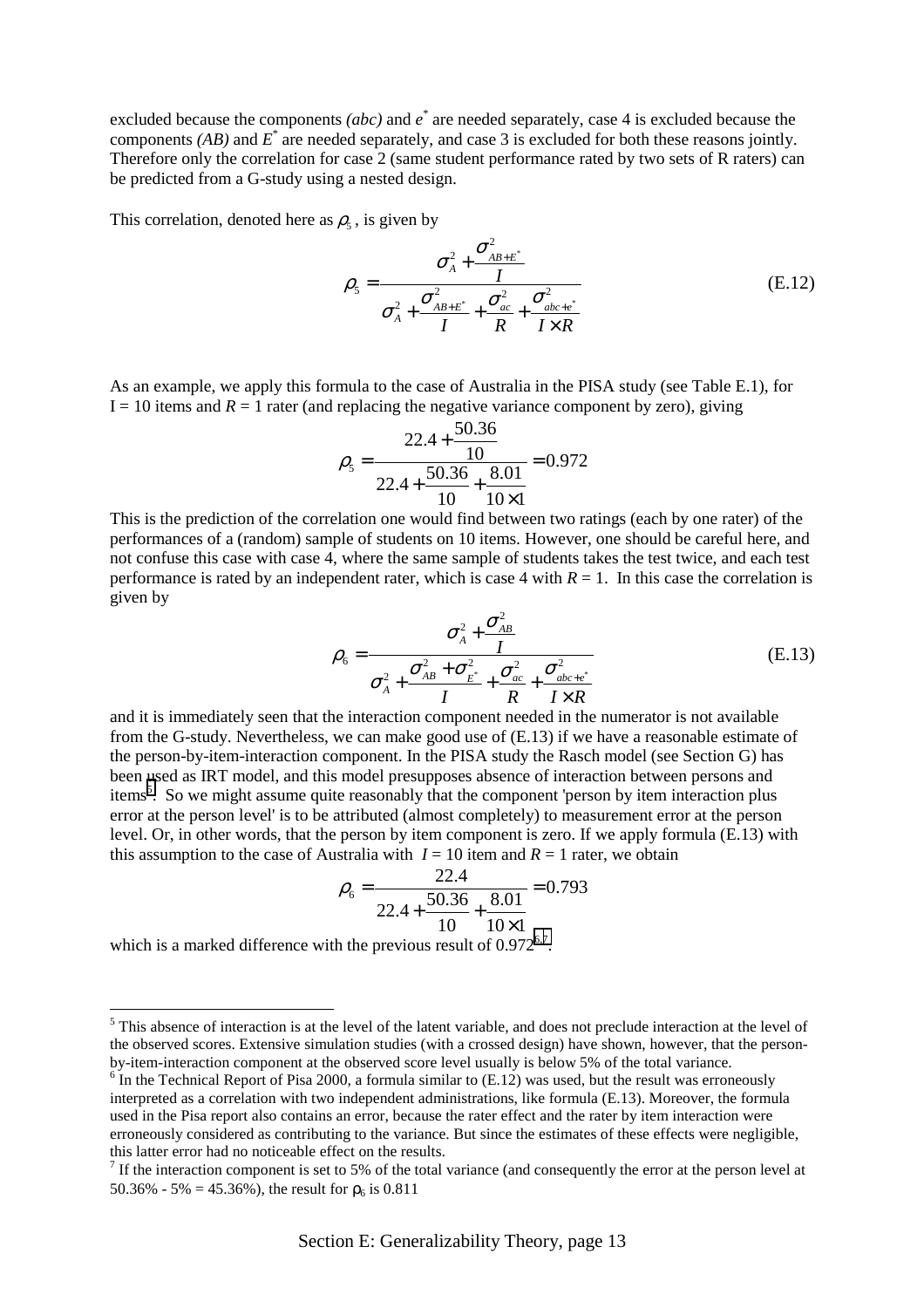excluded because the components *(abc)* and $e^*$ are needed separately, case 4 is excluded because the components *(AB)* and $E^*$ are needed separately, and case 3 is excluded for both these reasons jointly. Therefore only the correlation for case 2 (same student performance rated by two sets of R raters) can be predicted from a G-study using a nested design.

This correlation, denoted here as $\rho_5$, is given by

$$\rho_5 = \frac{\sigma_A^2 + \dfrac{\sigma_{AB+E^*}^2}{I}}{\sigma_A^2 + \dfrac{\sigma_{AB+E^*}^2}{I} + \dfrac{\sigma_{ac}^2}{R} + \dfrac{\sigma_{abc+e^*}^2}{I \times R}} \tag{E.12}$$

As an example, we apply this formula to the case of Australia in the PISA study (see Table E.1), for I = 10 items and $R$ = 1 rater (and replacing the negative variance component by zero), giving

$$\rho_5 = \frac{22.4 + \dfrac{50.36}{10}}{22.4 + \dfrac{50.36}{10} + \dfrac{8.01}{10 \times 1}} = 0.972$$

This is the prediction of the correlation one would find between two ratings (each by one rater) of the performances of a (random) sample of students on 10 items. However, one should be careful here, and not confuse this case with case 4, where the same sample of students takes the test twice, and each test performance is rated by an independent rater, which is case 4 with $R$ = 1. In this case the correlation is given by

$$\rho_6 = \frac{\sigma_A^2 + \dfrac{\sigma_{AB}^2}{I}}{\sigma_A^2 + \dfrac{\sigma_{AB}^2 + \sigma_{E^*}^2}{I} + \dfrac{\sigma_{ac}^2}{R} + \dfrac{\sigma_{abc+e^*}^2}{I \times R}} \tag{E.13}$$

and it is immediately seen that the interaction component needed in the numerator is not available from the G-study. Nevertheless, we can make good use of (E.13) if we have a reasonable estimate of the person-by-item-interaction component. In the PISA study the Rasch model (see Section G) has been used as IRT model, and this model presupposes absence of interaction between persons and items[5]. So we might assume quite reasonably that the component 'person by item interaction plus error at the person level' is to be attributed (almost completely) to measurement error at the person level. Or, in other words, that the person by item component is zero. If we apply formula (E.13) with this assumption to the case of Australia with $I$ = 10 item and $R$ = 1 rater, we obtain

$$\rho_6 = \frac{22.4}{22.4 + \dfrac{50.36}{10} + \dfrac{8.01}{10 \times 1}} = 0.793$$

which is a marked difference with the previous result of 0.972[6,7].

---

[5] This absence of interaction is at the level of the latent variable, and does not preclude interaction at the level of the observed scores. Extensive simulation studies (with a crossed design) have shown, however, that the person-by-item-interaction component at the observed score level usually is below 5% of the total variance.

[6] In the Technical Report of Pisa 2000, a formula similar to (E.12) was used, but the result was erroneously interpreted as a correlation with two independent administrations, like formula (E.13). Moreover, the formula used in the Pisa report also contains an error, because the rater effect and the rater by item interaction were erroneously considered as contributing to the variance. But since the estimates of these effects were negligible, this latter error had no noticeable effect on the results.

[7] If the interaction component is set to 5% of the total variance (and consequently the error at the person level at 50.36% - 5% = 45.36%), the result for $\rho_6$ is 0.811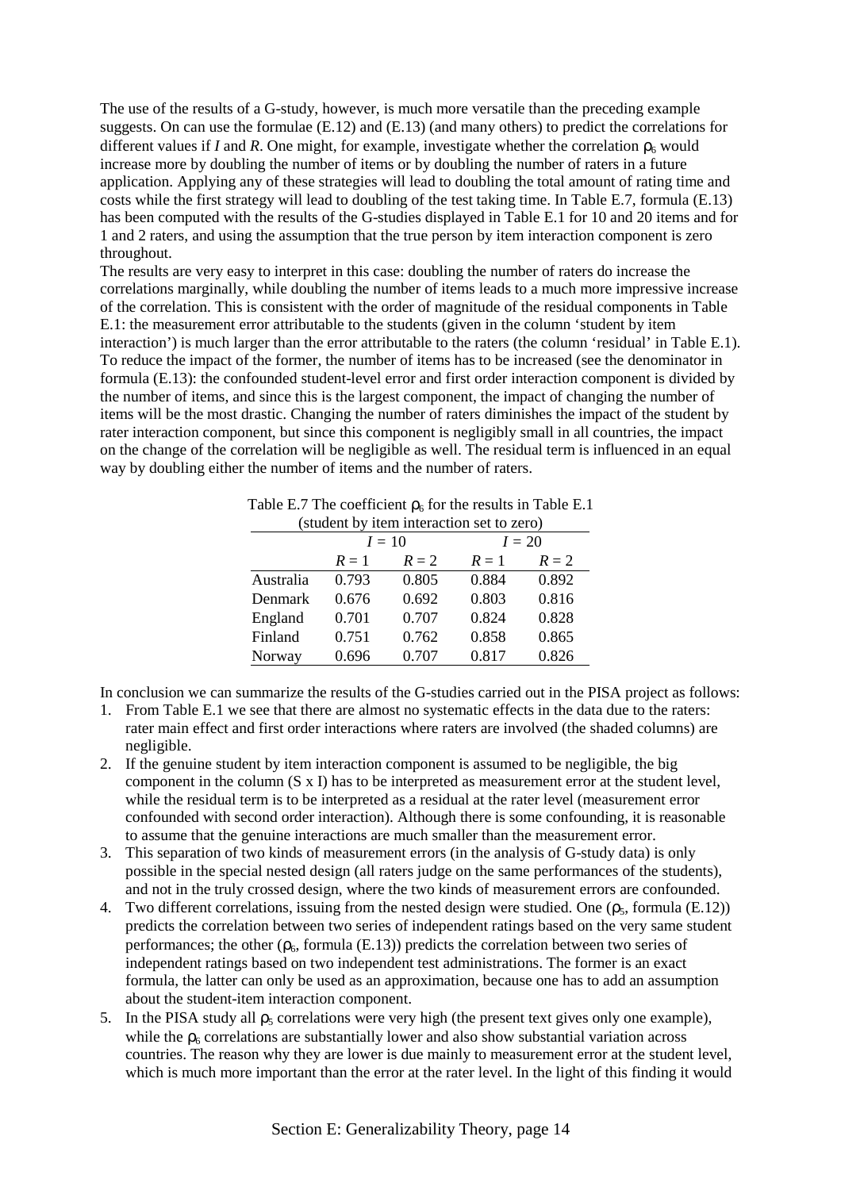The use of the results of a G-study, however, is much more versatile than the preceding example suggests. On can use the formulae (E.12) and (E.13) (and many others) to predict the correlations for different values if $I$ and $R$. One might, for example, investigate whether the correlation $\rho_6$ would increase more by doubling the number of items or by doubling the number of raters in a future application. Applying any of these strategies will lead to doubling the total amount of rating time and costs while the first strategy will lead to doubling of the test taking time. In Table E.7, formula (E.13) has been computed with the results of the G-studies displayed in Table E.1 for 10 and 20 items and for 1 and 2 raters, and using the assumption that the true person by item interaction component is zero throughout.

The results are very easy to interpret in this case: doubling the number of raters do increase the correlations marginally, while doubling the number of items leads to a much more impressive increase of the correlation. This is consistent with the order of magnitude of the residual components in Table E.1: the measurement error attributable to the students (given in the column 'student by item interaction') is much larger than the error attributable to the raters (the column 'residual' in Table E.1). To reduce the impact of the former, the number of items has to be increased (see the denominator in formula (E.13): the confounded student-level error and first order interaction component is divided by the number of items, and since this is the largest component, the impact of changing the number of items will be the most drastic. Changing the number of raters diminishes the impact of the student by rater interaction component, but since this component is negligibly small in all countries, the impact on the change of the correlation will be negligible as well. The residual term is influenced in an equal way by doubling either the number of items and the number of raters.

Table E.7 The coefficient $\rho_6$ for the results in Table E.1 (student by item interaction set to zero)

| | $I = 10$ | | $I = 20$ | |
|---|---|---|---|---|
| | $R = 1$ | $R = 2$ | $R = 1$ | $R = 2$ |
| Australia | 0.793 | 0.805 | 0.884 | 0.892 |
| Denmark | 0.676 | 0.692 | 0.803 | 0.816 |
| England | 0.701 | 0.707 | 0.824 | 0.828 |
| Finland | 0.751 | 0.762 | 0.858 | 0.865 |
| Norway | 0.696 | 0.707 | 0.817 | 0.826 |

In conclusion we can summarize the results of the G-studies carried out in the PISA project as follows:

1. From Table E.1 we see that there are almost no systematic effects in the data due to the raters: rater main effect and first order interactions where raters are involved (the shaded columns) are negligible.
2. If the genuine student by item interaction component is assumed to be negligible, the big component in the column (S x I) has to be interpreted as measurement error at the student level, while the residual term is to be interpreted as a residual at the rater level (measurement error confounded with second order interaction). Although there is some confounding, it is reasonable to assume that the genuine interactions are much smaller than the measurement error.
3. This separation of two kinds of measurement errors (in the analysis of G-study data) is only possible in the special nested design (all raters judge on the same performances of the students), and not in the truly crossed design, where the two kinds of measurement errors are confounded.
4. Two different correlations, issuing from the nested design were studied. One ($\rho_5$, formula (E.12)) predicts the correlation between two series of independent ratings based on the very same student performances; the other ($\rho_6$, formula (E.13)) predicts the correlation between two series of independent ratings based on two independent test administrations. The former is an exact formula, the latter can only be used as an approximation, because one has to add an assumption about the student-item interaction component.
5. In the PISA study all $\rho_5$ correlations were very high (the present text gives only one example), while the $\rho_6$ correlations are substantially lower and also show substantial variation across countries. The reason why they are lower is due mainly to measurement error at the student level, which is much more important than the error at the rater level. In the light of this finding it would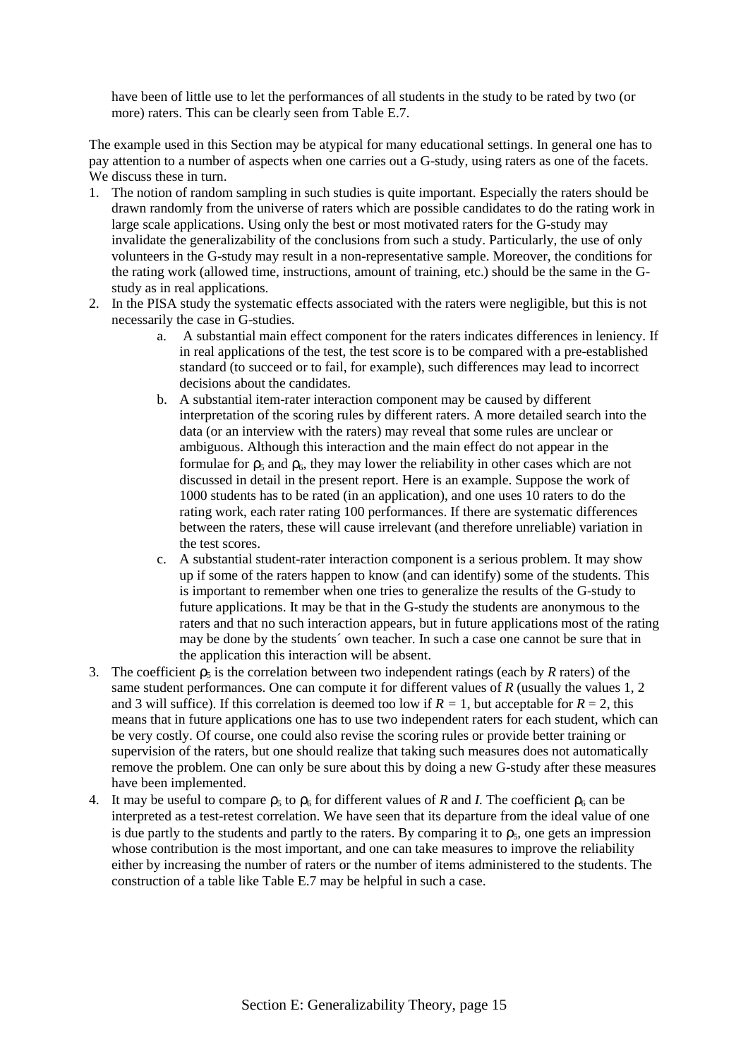have been of little use to let the performances of all students in the study to be rated by two (or more) raters. This can be clearly seen from Table E.7.

The example used in this Section may be atypical for many educational settings. In general one has to pay attention to a number of aspects when one carries out a G-study, using raters as one of the facets. We discuss these in turn.

1. The notion of random sampling in such studies is quite important. Especially the raters should be drawn randomly from the universe of raters which are possible candidates to do the rating work in large scale applications. Using only the best or most motivated raters for the G-study may invalidate the generalizability of the conclusions from such a study. Particularly, the use of only volunteers in the G-study may result in a non-representative sample. Moreover, the conditions for the rating work (allowed time, instructions, amount of training, etc.) should be the same in the G-study as in real applications.
2. In the PISA study the systematic effects associated with the raters were negligible, but this is not necessarily the case in G-studies.
    a. A substantial main effect component for the raters indicates differences in leniency. If in real applications of the test, the test score is to be compared with a pre-established standard (to succeed or to fail, for example), such differences may lead to incorrect decisions about the candidates.
    b. A substantial item-rater interaction component may be caused by different interpretation of the scoring rules by different raters. A more detailed search into the data (or an interview with the raters) may reveal that some rules are unclear or ambiguous. Although this interaction and the main effect do not appear in the formulae for $\rho_5$ and $\rho_6$, they may lower the reliability in other cases which are not discussed in detail in the present report. Here is an example. Suppose the work of 1000 students has to be rated (in an application), and one uses 10 raters to do the rating work, each rater rating 100 performances. If there are systematic differences between the raters, these will cause irrelevant (and therefore unreliable) variation in the test scores.
    c. A substantial student-rater interaction component is a serious problem. It may show up if some of the raters happen to know (and can identify) some of the students. This is important to remember when one tries to generalize the results of the G-study to future applications. It may be that in the G-study the students are anonymous to the raters and that no such interaction appears, but in future applications most of the rating may be done by the students´ own teacher. In such a case one cannot be sure that in the application this interaction will be absent.
3. The coefficient $\rho_5$ is the correlation between two independent ratings (each by $R$ raters) of the same student performances. One can compute it for different values of $R$ (usually the values 1, 2 and 3 will suffice). If this correlation is deemed too low if $R = 1$, but acceptable for $R = 2$, this means that in future applications one has to use two independent raters for each student, which can be very costly. Of course, one could also revise the scoring rules or provide better training or supervision of the raters, but one should realize that taking such measures does not automatically remove the problem. One can only be sure about this by doing a new G-study after these measures have been implemented.
4. It may be useful to compare $\rho_5$ to $\rho_6$ for different values of $R$ and $I$. The coefficient $\rho_6$ can be interpreted as a test-retest correlation. We have seen that its departure from the ideal value of one is due partly to the students and partly to the raters. By comparing it to $\rho_5$, one gets an impression whose contribution is the most important, and one can take measures to improve the reliability either by increasing the number of raters or the number of items administered to the students. The construction of a table like Table E.7 may be helpful in such a case.